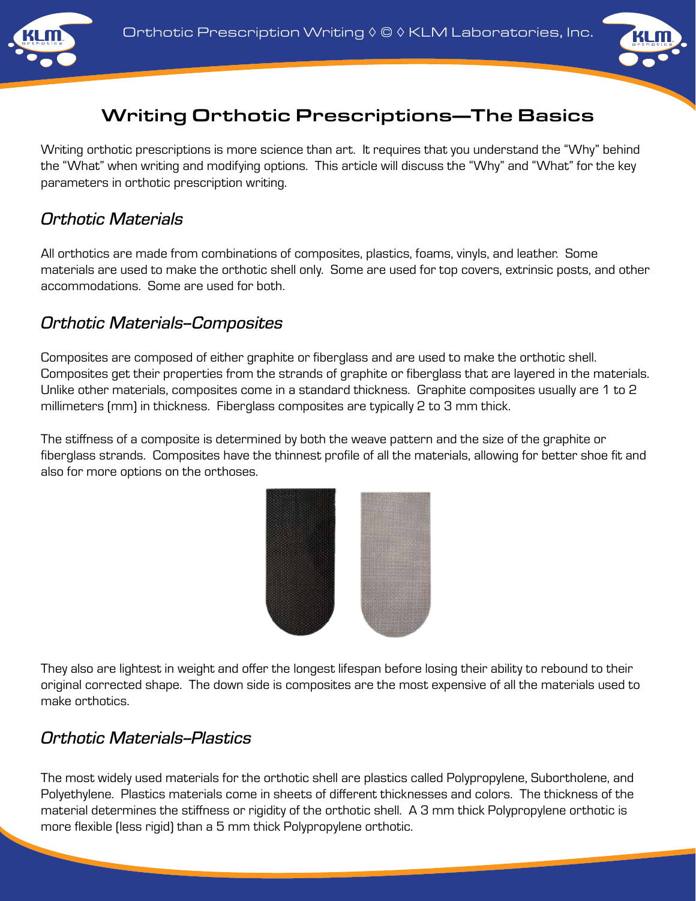# Writing Orthotic Prescriptions—The Basics

Writing orthotic prescriptions is more science than art. It requires that you understand the "Why" behind the "What" when writing and modifying options. This article will discuss the "Why" and "What" for the key parameters in orthotic prescription writing.

## *Orthotic Materials*

All orthotics are made from combinations of composites, plastics, foams, vinyls, and leather. Some materials are used to make the orthotic shell only. Some are used for top covers, extrinsic posts, and other accommodations. Some are used for both.

## *Orthotic Materials–Composites*

Composites are composed of either graphite or fiberglass and are used to make the orthotic shell. Composites get their properties from the strands of graphite or fiberglass that are layered in the materials. Unlike other materials, composites come in a standard thickness. Graphite composites usually are 1 to 2 millimeters (mm) in thickness. Fiberglass composites are typically 2 to 3 mm thick.

The stiffness of a composite is determined by both the weave pattern and the size of the graphite or fiberglass strands. Composites have the thinnest profile of all the materials, allowing for better shoe fit and also for more options on the orthoses.

They also are lightest in weight and offer the longest lifespan before losing their ability to rebound to their original corrected shape. The down side is composites are the most expensive of all the materials used to make orthotics.

## *Orthotic Materials–Plastics*

The most widely used materials for the orthotic shell are plastics called Polypropylene, Subortholene, and Polyethylene. Plastics materials come in sheets of different thicknesses and colors. The thickness of the material determines the stiffness or rigidity of the orthotic shell. A 3 mm thick Polypropylene orthotic is more flexible (less rigid) than a 5 mm thick Polypropylene orthotic.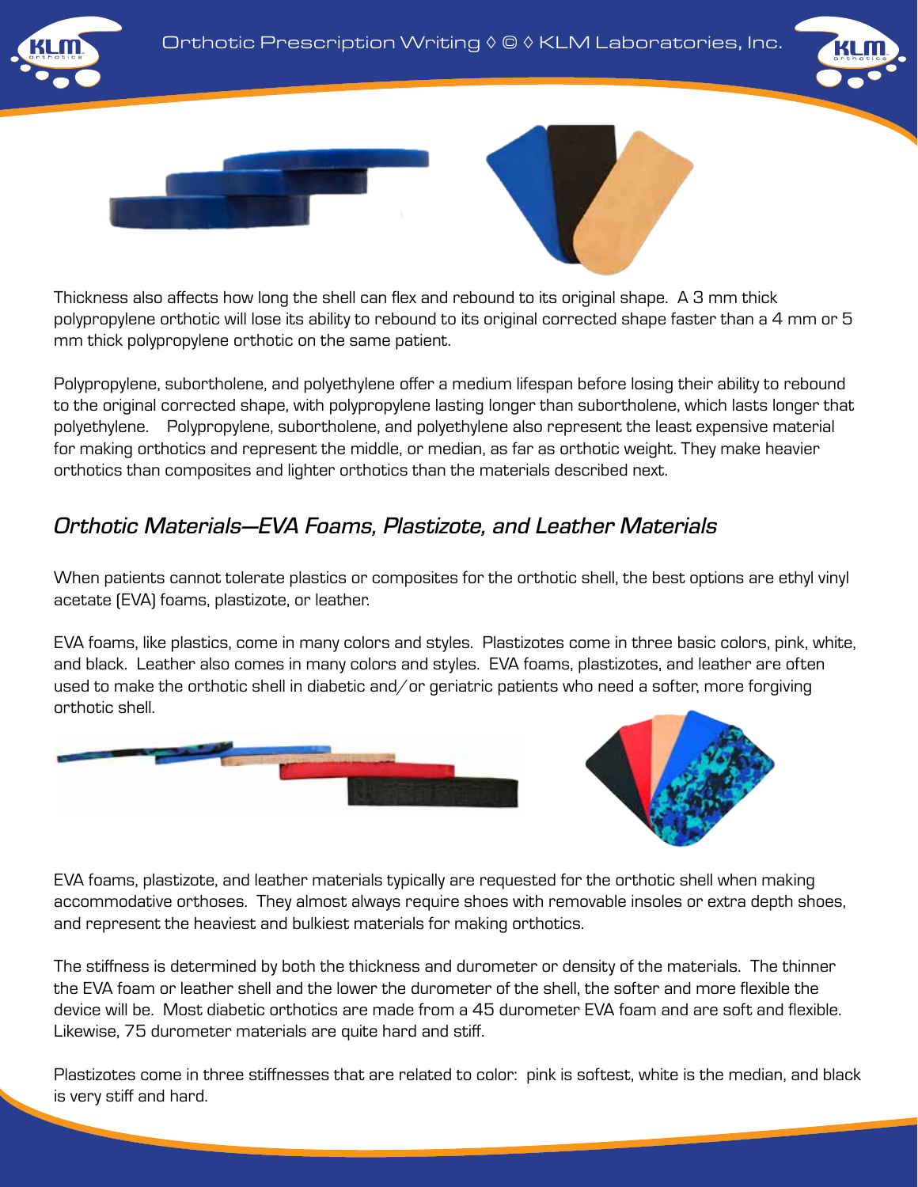Thickness also affects how long the shell can flex and rebound to its original shape. A 3 mm thick polypropylene orthotic will lose its ability to rebound to its original corrected shape faster than a 4 mm or 5 mm thick polypropylene orthotic on the same patient.

Polypropylene, subortholene, and polyethylene offer a medium lifespan before losing their ability to rebound to the original corrected shape, with polypropylene lasting longer than subortholene, which lasts longer that polyethylene. Polypropylene, subortholene, and polyethylene also represent the least expensive material for making orthotics and represent the middle, or median, as far as orthotic weight. They make heavier orthotics than composites and lighter orthotics than the materials described next.

## *Orthotic Materials—EVA Foams, Plastizote, and Leather Materials*

When patients cannot tolerate plastics or composites for the orthotic shell, the best options are ethyl vinyl acetate (EVA) foams, plastizote, or leather.

EVA foams, like plastics, come in many colors and styles. Plastizotes come in three basic colors, pink, white, and black. Leather also comes in many colors and styles. EVA foams, plastizotes, and leather are often used to make the orthotic shell in diabetic and/or geriatric patients who need a softer, more forgiving orthotic shell.

EVA foams, plastizote, and leather materials typically are requested for the orthotic shell when making accommodative orthoses. They almost always require shoes with removable insoles or extra depth shoes, and represent the heaviest and bulkiest materials for making orthotics.

The stiffness is determined by both the thickness and durometer or density of the materials. The thinner the EVA foam or leather shell and the lower the durometer of the shell, the softer and more flexible the device will be. Most diabetic orthotics are made from a 45 durometer EVA foam and are soft and flexible. Likewise, 75 durometer materials are quite hard and stiff.

Plastizotes come in three stiffnesses that are related to color: pink is softest, white is the median, and black is very stiff and hard.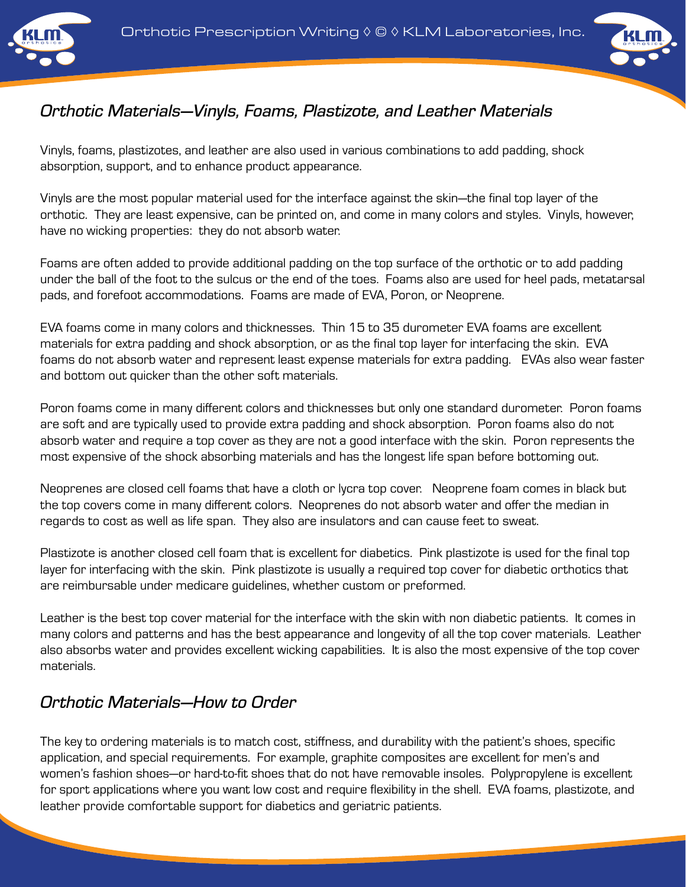## *Orthotic Materials—Vinyls, Foams, Plastizote, and Leather Materials*

Vinyls, foams, plastizotes, and leather are also used in various combinations to add padding, shock absorption, support, and to enhance product appearance.

Vinyls are the most popular material used for the interface against the skin—the final top layer of the orthotic. They are least expensive, can be printed on, and come in many colors and styles. Vinyls, however, have no wicking properties: they do not absorb water.

Foams are often added to provide additional padding on the top surface of the orthotic or to add padding under the ball of the foot to the sulcus or the end of the toes. Foams also are used for heel pads, metatarsal pads, and forefoot accommodations. Foams are made of EVA, Poron, or Neoprene.

EVA foams come in many colors and thicknesses. Thin 15 to 35 durometer EVA foams are excellent materials for extra padding and shock absorption, or as the final top layer for interfacing the skin. EVA foams do not absorb water and represent least expense materials for extra padding. EVAs also wear faster and bottom out quicker than the other soft materials.

Poron foams come in many different colors and thicknesses but only one standard durometer. Poron foams are soft and are typically used to provide extra padding and shock absorption. Poron foams also do not absorb water and require a top cover as they are not a good interface with the skin. Poron represents the most expensive of the shock absorbing materials and has the longest life span before bottoming out.

Neoprenes are closed cell foams that have a cloth or lycra top cover. Neoprene foam comes in black but the top covers come in many different colors. Neoprenes do not absorb water and offer the median in regards to cost as well as life span. They also are insulators and can cause feet to sweat.

Plastizote is another closed cell foam that is excellent for diabetics. Pink plastizote is used for the final top layer for interfacing with the skin. Pink plastizote is usually a required top cover for diabetic orthotics that are reimbursable under medicare guidelines, whether custom or preformed.

Leather is the best top cover material for the interface with the skin with non diabetic patients. It comes in many colors and patterns and has the best appearance and longevity of all the top cover materials. Leather also absorbs water and provides excellent wicking capabilities. It is also the most expensive of the top cover materials.

## *Orthotic Materials—How to Order*

The key to ordering materials is to match cost, stiffness, and durability with the patient's shoes, specific application, and special requirements. For example, graphite composites are excellent for men's and women's fashion shoes—or hard-to-fit shoes that do not have removable insoles. Polypropylene is excellent for sport applications where you want low cost and require flexibility in the shell. EVA foams, plastizote, and leather provide comfortable support for diabetics and geriatric patients.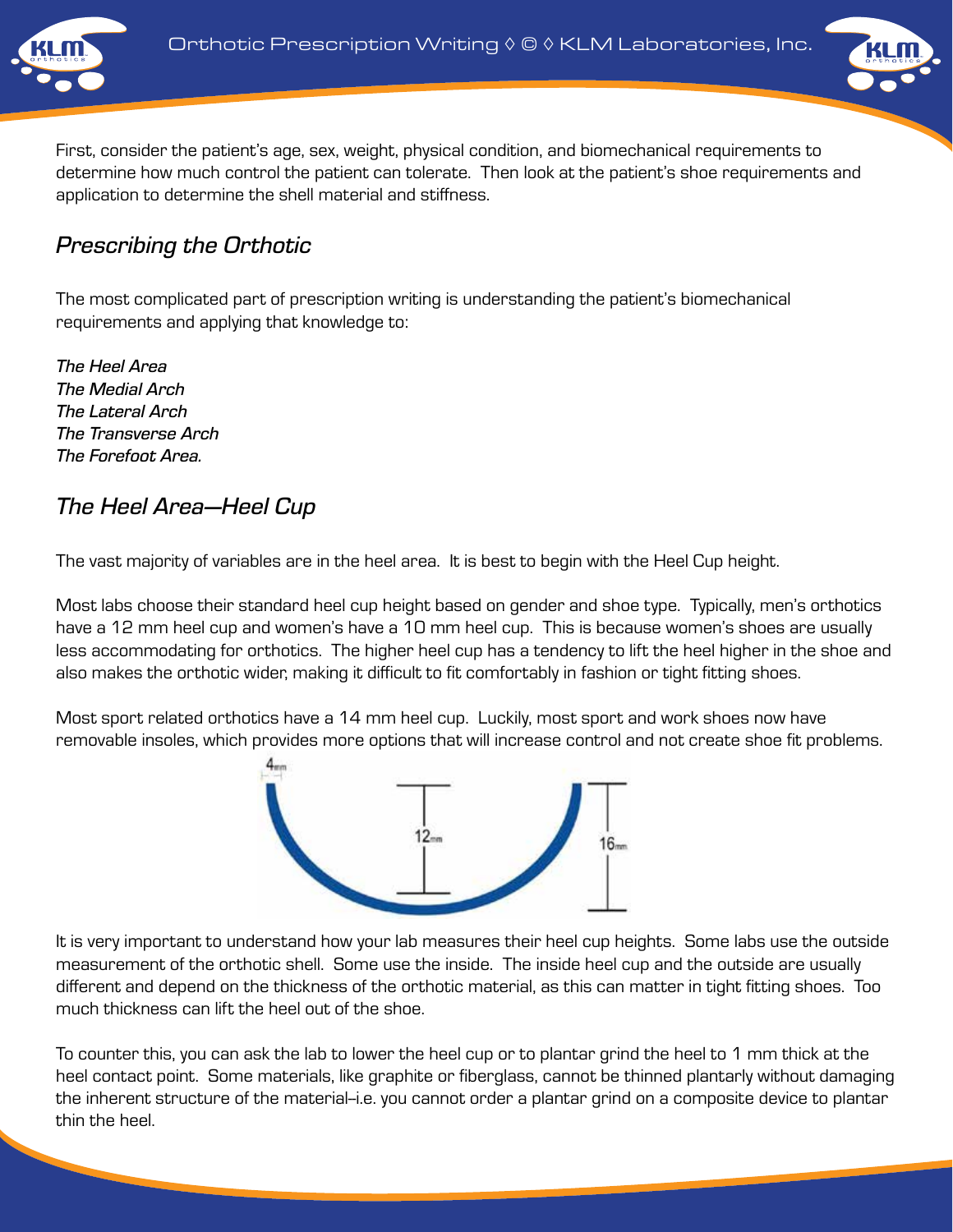First, consider the patient's age, sex, weight, physical condition, and biomechanical requirements to determine how much control the patient can tolerate. Then look at the patient's shoe requirements and application to determine the shell material and stiffness.

## *Prescribing the Orthotic*

The most complicated part of prescription writing is understanding the patient's biomechanical requirements and applying that knowledge to:

***The Heel Area***
***The Medial Arch***
***The Lateral Arch***
***The Transverse Arch***
***The Forefoot Area.***

## *The Heel Area—Heel Cup*

The vast majority of variables are in the heel area. It is best to begin with the Heel Cup height.

Most labs choose their standard heel cup height based on gender and shoe type. Typically, men's orthotics have a 12 mm heel cup and women's have a 10 mm heel cup. This is because women's shoes are usually less accommodating for orthotics. The higher heel cup has a tendency to lift the heel higher in the shoe and also makes the orthotic wider, making it difficult to fit comfortably in fashion or tight fitting shoes.

Most sport related orthotics have a 14 mm heel cup. Luckily, most sport and work shoes now have removable insoles, which provides more options that will increase control and not create shoe fit problems.

4mm

12mm

16mm

It is very important to understand how your lab measures their heel cup heights. Some labs use the outside measurement of the orthotic shell. Some use the inside. The inside heel cup and the outside are usually different and depend on the thickness of the orthotic material, as this can matter in tight fitting shoes. Too much thickness can lift the heel out of the shoe.

To counter this, you can ask the lab to lower the heel cup or to plantar grind the heel to 1 mm thick at the heel contact point. Some materials, like graphite or fiberglass, cannot be thinned plantarly without damaging the inherent structure of the material–i.e. you cannot order a plantar grind on a composite device to plantar thin the heel.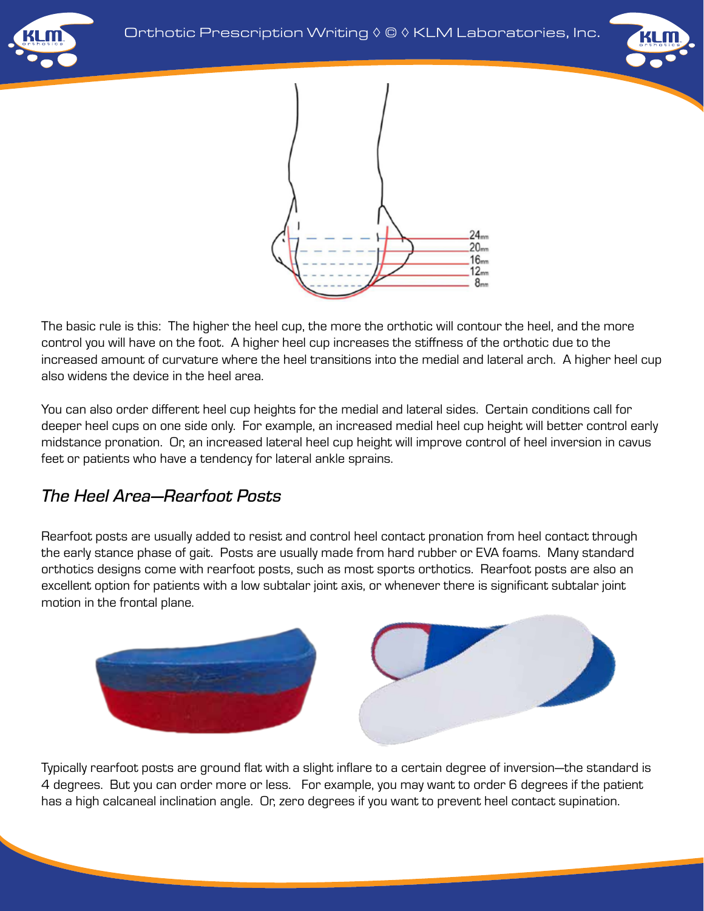The basic rule is this: The higher the heel cup, the more the orthotic will contour the heel, and the more control you will have on the foot. A higher heel cup increases the stiffness of the orthotic due to the increased amount of curvature where the heel transitions into the medial and lateral arch. A higher heel cup also widens the device in the heel area.

You can also order different heel cup heights for the medial and lateral sides. Certain conditions call for deeper heel cups on one side only. For example, an increased medial heel cup height will better control early midstance pronation. Or, an increased lateral heel cup height will improve control of heel inversion in cavus feet or patients who have a tendency for lateral ankle sprains.

## *The Heel Area—Rearfoot Posts*

Rearfoot posts are usually added to resist and control heel contact pronation from heel contact through the early stance phase of gait. Posts are usually made from hard rubber or EVA foams. Many standard orthotics designs come with rearfoot posts, such as most sports orthotics. Rearfoot posts are also an excellent option for patients with a low subtalar joint axis, or whenever there is significant subtalar joint motion in the frontal plane.

Typically rearfoot posts are ground flat with a slight inflare to a certain degree of inversion—the standard is 4 degrees. But you can order more or less. For example, you may want to order 6 degrees if the patient has a high calcaneal inclination angle. Or, zero degrees if you want to prevent heel contact supination.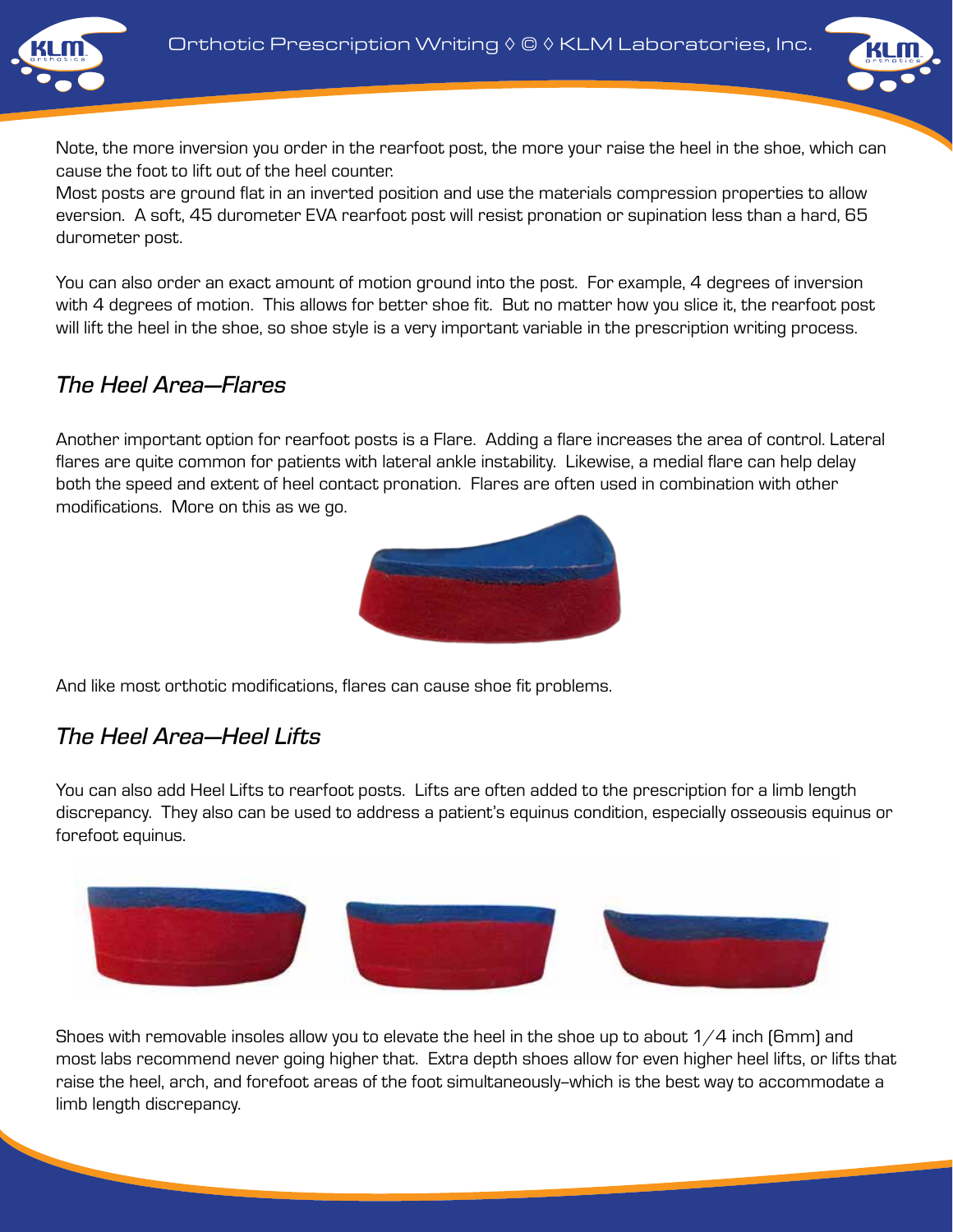Note, the more inversion you order in the rearfoot post, the more your raise the heel in the shoe, which can cause the foot to lift out of the heel counter.
Most posts are ground flat in an inverted position and use the materials compression properties to allow eversion. A soft, 45 durometer EVA rearfoot post will resist pronation or supination less than a hard, 65 durometer post.

You can also order an exact amount of motion ground into the post. For example, 4 degrees of inversion with 4 degrees of motion. This allows for better shoe fit. But no matter how you slice it, the rearfoot post will lift the heel in the shoe, so shoe style is a very important variable in the prescription writing process.

## *The Heel Area—Flares*

Another important option for rearfoot posts is a Flare. Adding a flare increases the area of control. Lateral flares are quite common for patients with lateral ankle instability. Likewise, a medial flare can help delay both the speed and extent of heel contact pronation. Flares are often used in combination with other modifications. More on this as we go.

And like most orthotic modifications, flares can cause shoe fit problems.

## *The Heel Area—Heel Lifts*

You can also add Heel Lifts to rearfoot posts. Lifts are often added to the prescription for a limb length discrepancy. They also can be used to address a patient's equinus condition, especially osseousis equinus or forefoot equinus.

Shoes with removable insoles allow you to elevate the heel in the shoe up to about 1/4 inch (6mm) and most labs recommend never going higher that. Extra depth shoes allow for even higher heel lifts, or lifts that raise the heel, arch, and forefoot areas of the foot simultaneously–which is the best way to accommodate a limb length discrepancy.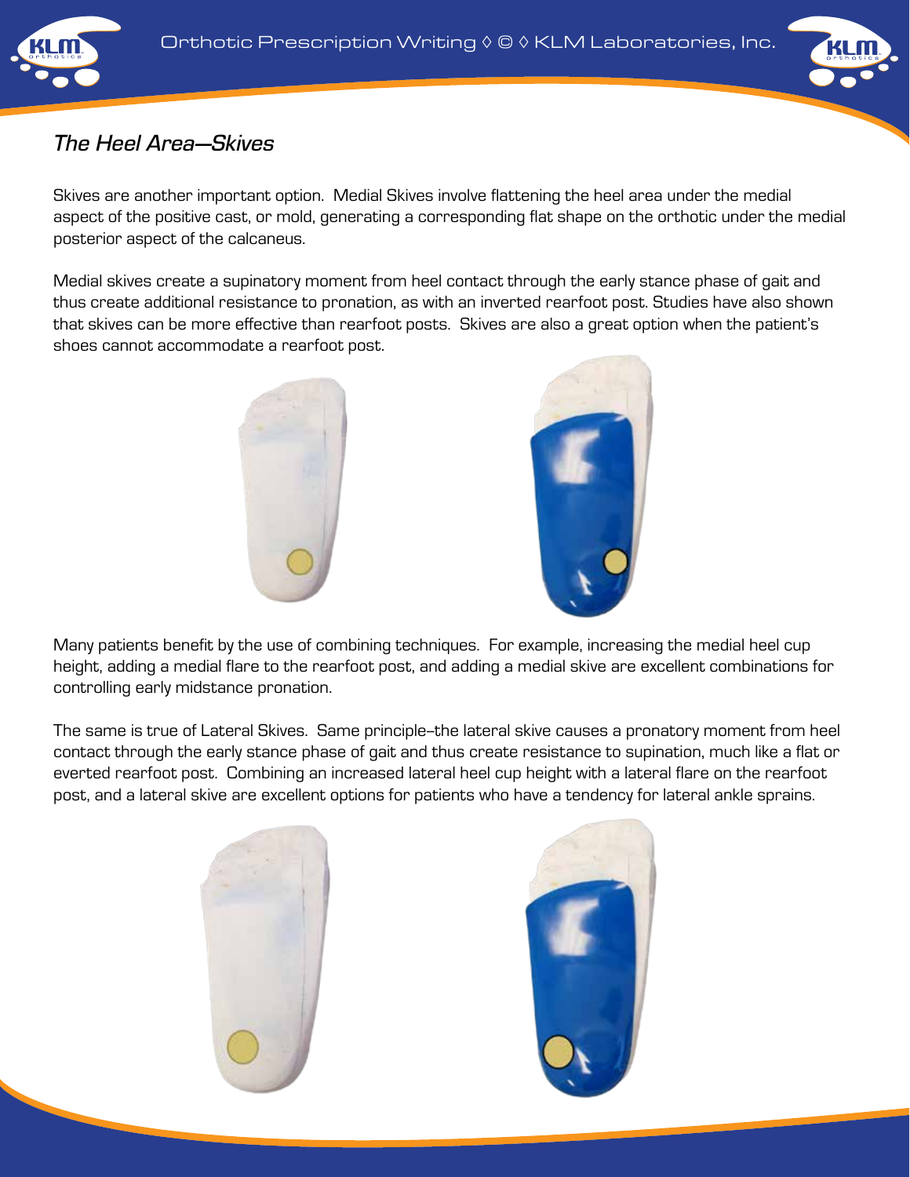## *The Heel Area—Skives*

Skives are another important option. Medial Skives involve flattening the heel area under the medial aspect of the positive cast, or mold, generating a corresponding flat shape on the orthotic under the medial posterior aspect of the calcaneus.

Medial skives create a supinatory moment from heel contact through the early stance phase of gait and thus create additional resistance to pronation, as with an inverted rearfoot post. Studies have also shown that skives can be more effective than rearfoot posts. Skives are also a great option when the patient's shoes cannot accommodate a rearfoot post.

Many patients benefit by the use of combining techniques. For example, increasing the medial heel cup height, adding a medial flare to the rearfoot post, and adding a medial skive are excellent combinations for controlling early midstance pronation.

The same is true of Lateral Skives. Same principle–the lateral skive causes a pronatory moment from heel contact through the early stance phase of gait and thus create resistance to supination, much like a flat or everted rearfoot post. Combining an increased lateral heel cup height with a lateral flare on the rearfoot post, and a lateral skive are excellent options for patients who have a tendency for lateral ankle sprains.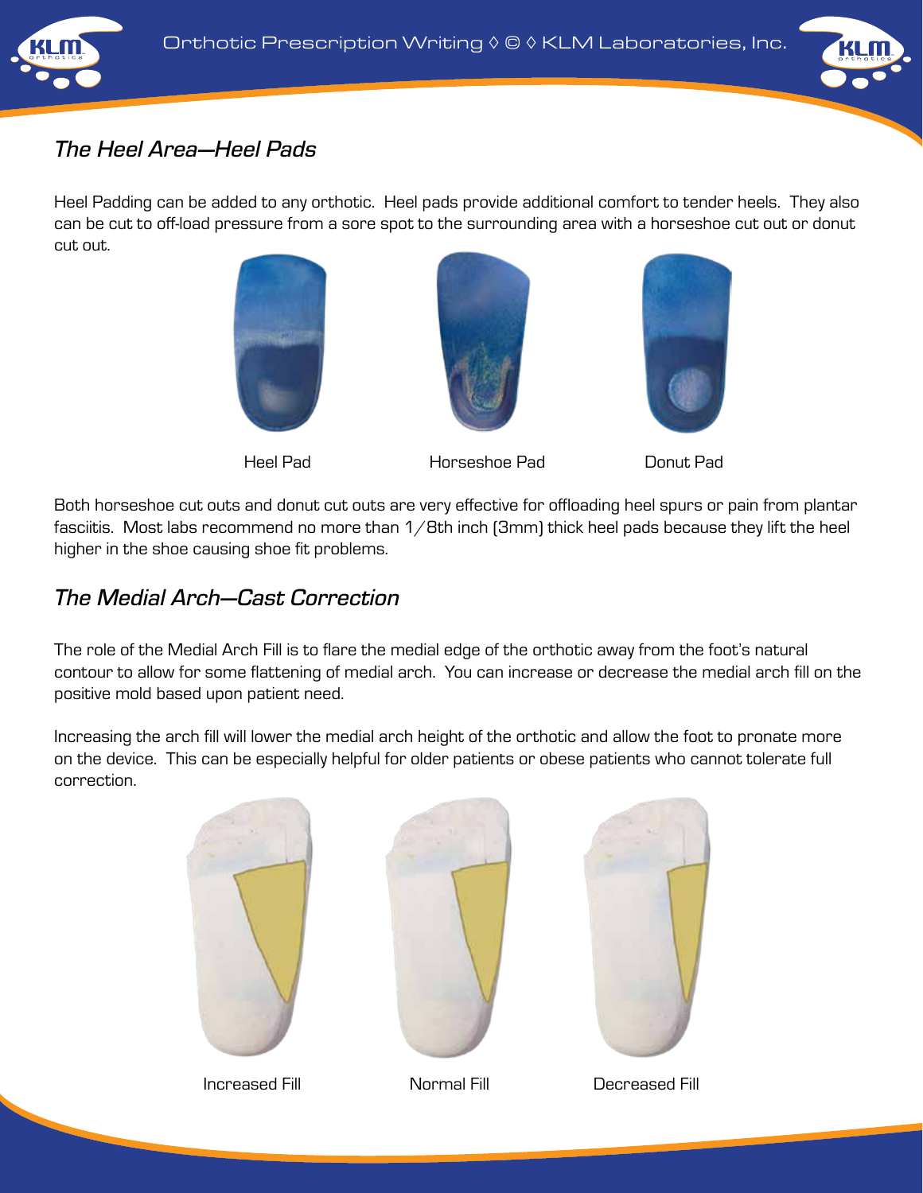## *The Heel Area—Heel Pads*

Heel Padding can be added to any orthotic. Heel pads provide additional comfort to tender heels. They also can be cut to off-load pressure from a sore spot to the surrounding area with a horseshoe cut out or donut cut out.

Heel Pad | Horseshoe Pad | Donut Pad

Both horseshoe cut outs and donut cut outs are very effective for offloading heel spurs or pain from plantar fasciitis. Most labs recommend no more than 1/8th inch (3mm) thick heel pads because they lift the heel higher in the shoe causing shoe fit problems.

## *The Medial Arch—Cast Correction*

The role of the Medial Arch Fill is to flare the medial edge of the orthotic away from the foot's natural contour to allow for some flattening of medial arch. You can increase or decrease the medial arch fill on the positive mold based upon patient need.

Increasing the arch fill will lower the medial arch height of the orthotic and allow the foot to pronate more on the device. This can be especially helpful for older patients or obese patients who cannot tolerate full correction.

Increased Fill | Normal Fill | Decreased Fill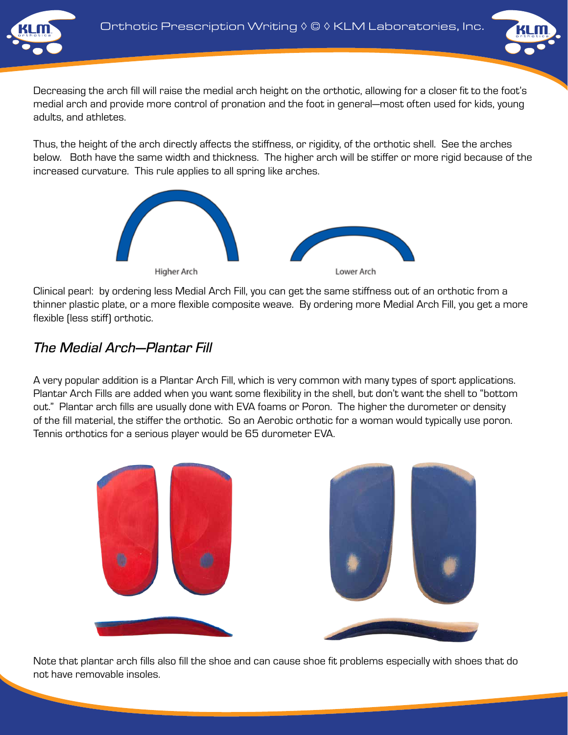Decreasing the arch fill will raise the medial arch height on the orthotic, allowing for a closer fit to the foot's medial arch and provide more control of pronation and the foot in general—most often used for kids, young adults, and athletes.

Thus, the height of the arch directly affects the stiffness, or rigidity, of the orthotic shell. See the arches below. Both have the same width and thickness. The higher arch will be stiffer or more rigid because of the increased curvature. This rule applies to all spring like arches.

Higher Arch

Lower Arch

Clinical pearl: by ordering less Medial Arch Fill, you can get the same stiffness out of an orthotic from a thinner plastic plate, or a more flexible composite weave. By ordering more Medial Arch Fill, you get a more flexible (less stiff) orthotic.

## *The Medial Arch—Plantar Fill*

A very popular addition is a Plantar Arch Fill, which is very common with many types of sport applications. Plantar Arch Fills are added when you want some flexibility in the shell, but don't want the shell to "bottom out." Plantar arch fills are usually done with EVA foams or Poron. The higher the durometer or density of the fill material, the stiffer the orthotic. So an Aerobic orthotic for a woman would typically use poron. Tennis orthotics for a serious player would be 65 durometer EVA.

Note that plantar arch fills also fill the shoe and can cause shoe fit problems especially with shoes that do not have removable insoles.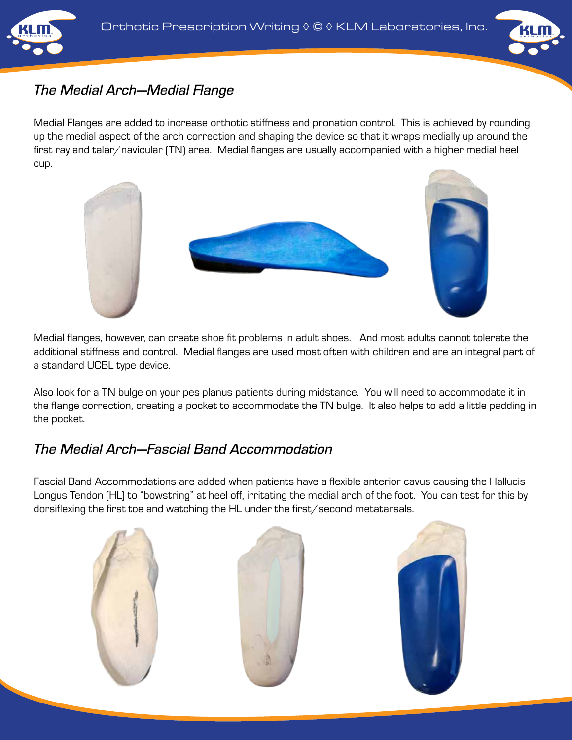## The Medial Arch—Medial Flange

Medial Flanges are added to increase orthotic stiffness and pronation control. This is achieved by rounding up the medial aspect of the arch correction and shaping the device so that it wraps medially up around the first ray and talar/navicular (TN) area. Medial flanges are usually accompanied with a higher medial heel cup.

Medial flanges, however, can create shoe fit problems in adult shoes. And most adults cannot tolerate the additional stiffness and control. Medial flanges are used most often with children and are an integral part of a standard UCBL type device.

Also look for a TN bulge on your pes planus patients during midstance. You will need to accommodate it in the flange correction, creating a pocket to accommodate the TN bulge. It also helps to add a little padding in the pocket.

## The Medial Arch—Fascial Band Accommodation

Fascial Band Accommodations are added when patients have a flexible anterior cavus causing the Hallucis Longus Tendon (HL) to "bowstring" at heel off, irritating the medial arch of the foot. You can test for this by dorsiflexing the first toe and watching the HL under the first/second metatarsals.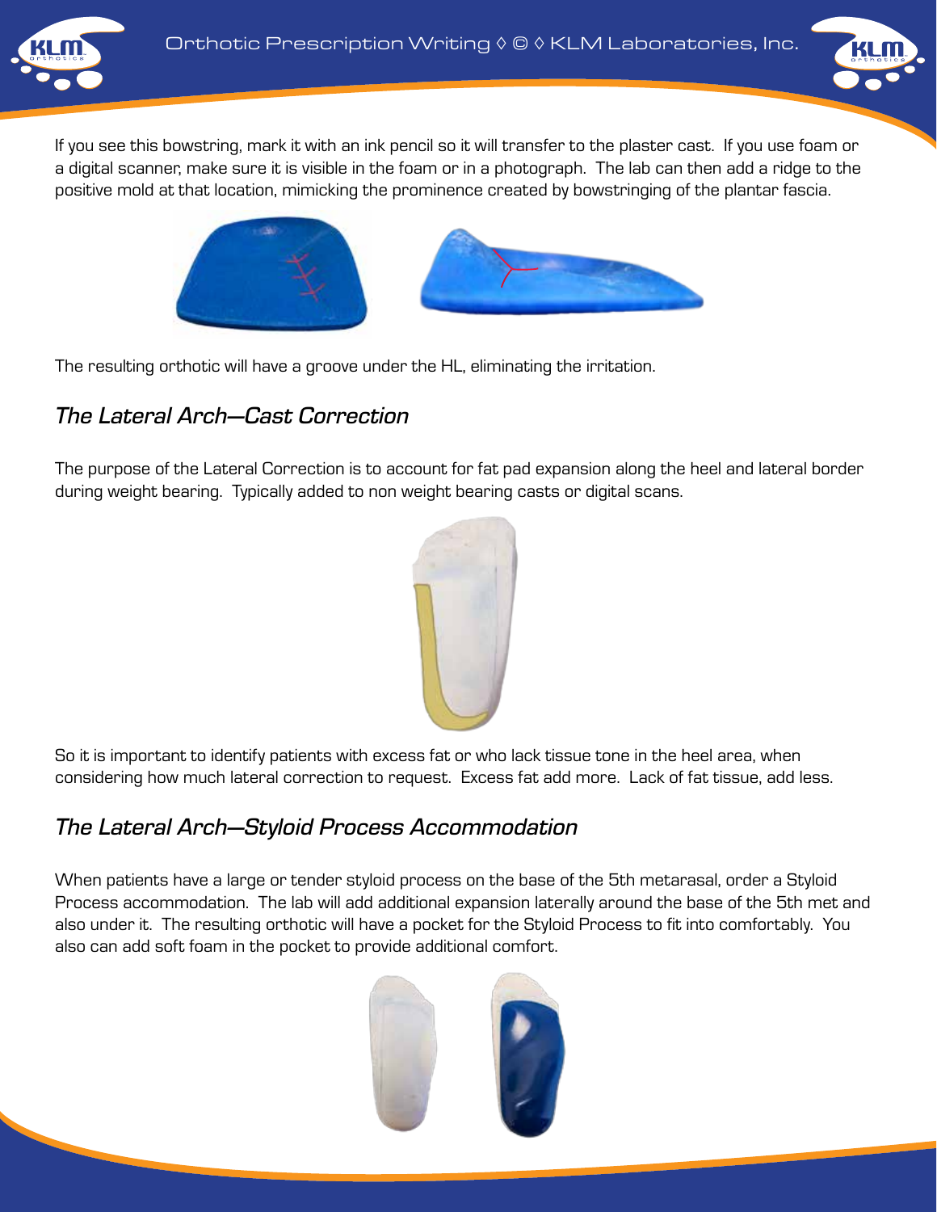If you see this bowstring, mark it with an ink pencil so it will transfer to the plaster cast. If you use foam or a digital scanner, make sure it is visible in the foam or in a photograph. The lab can then add a ridge to the positive mold at that location, mimicking the prominence created by bowstringing of the plantar fascia.

The resulting orthotic will have a groove under the HL, eliminating the irritation.

## *The Lateral Arch—Cast Correction*

The purpose of the Lateral Correction is to account for fat pad expansion along the heel and lateral border during weight bearing. Typically added to non weight bearing casts or digital scans.

So it is important to identify patients with excess fat or who lack tissue tone in the heel area, when considering how much lateral correction to request. Excess fat add more. Lack of fat tissue, add less.

## *The Lateral Arch—Styloid Process Accommodation*

When patients have a large or tender styloid process on the base of the 5th metarasal, order a Styloid Process accommodation. The lab will add additional expansion laterally around the base of the 5th met and also under it. The resulting orthotic will have a pocket for the Styloid Process to fit into comfortably. You also can add soft foam in the pocket to provide additional comfort.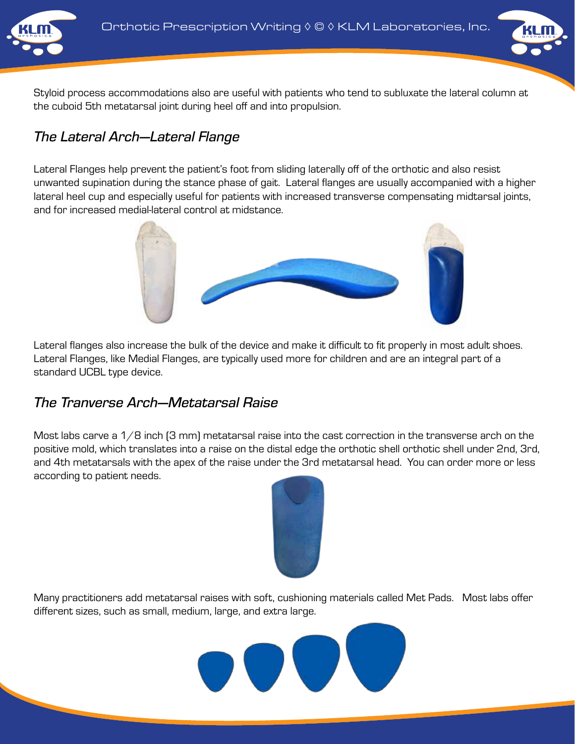Styloid process accommodations also are useful with patients who tend to subluxate the lateral column at the cuboid 5th metatarsal joint during heel off and into propulsion.

## *The Lateral Arch—Lateral Flange*

Lateral Flanges help prevent the patient's foot from sliding laterally off of the orthotic and also resist unwanted supination during the stance phase of gait. Lateral flanges are usually accompanied with a higher lateral heel cup and especially useful for patients with increased transverse compensating midtarsal joints, and for increased medial-lateral control at midstance.

Lateral flanges also increase the bulk of the device and make it difficult to fit properly in most adult shoes. Lateral Flanges, like Medial Flanges, are typically used more for children and are an integral part of a standard UCBL type device.

## *The Tranverse Arch—Metatarsal Raise*

Most labs carve a 1/8 inch (3 mm) metatarsal raise into the cast correction in the transverse arch on the positive mold, which translates into a raise on the distal edge the orthotic shell orthotic shell under 2nd, 3rd, and 4th metatarsals with the apex of the raise under the 3rd metatarsal head. You can order more or less according to patient needs.

Many practitioners add metatarsal raises with soft, cushioning materials called Met Pads. Most labs offer different sizes, such as small, medium, large, and extra large.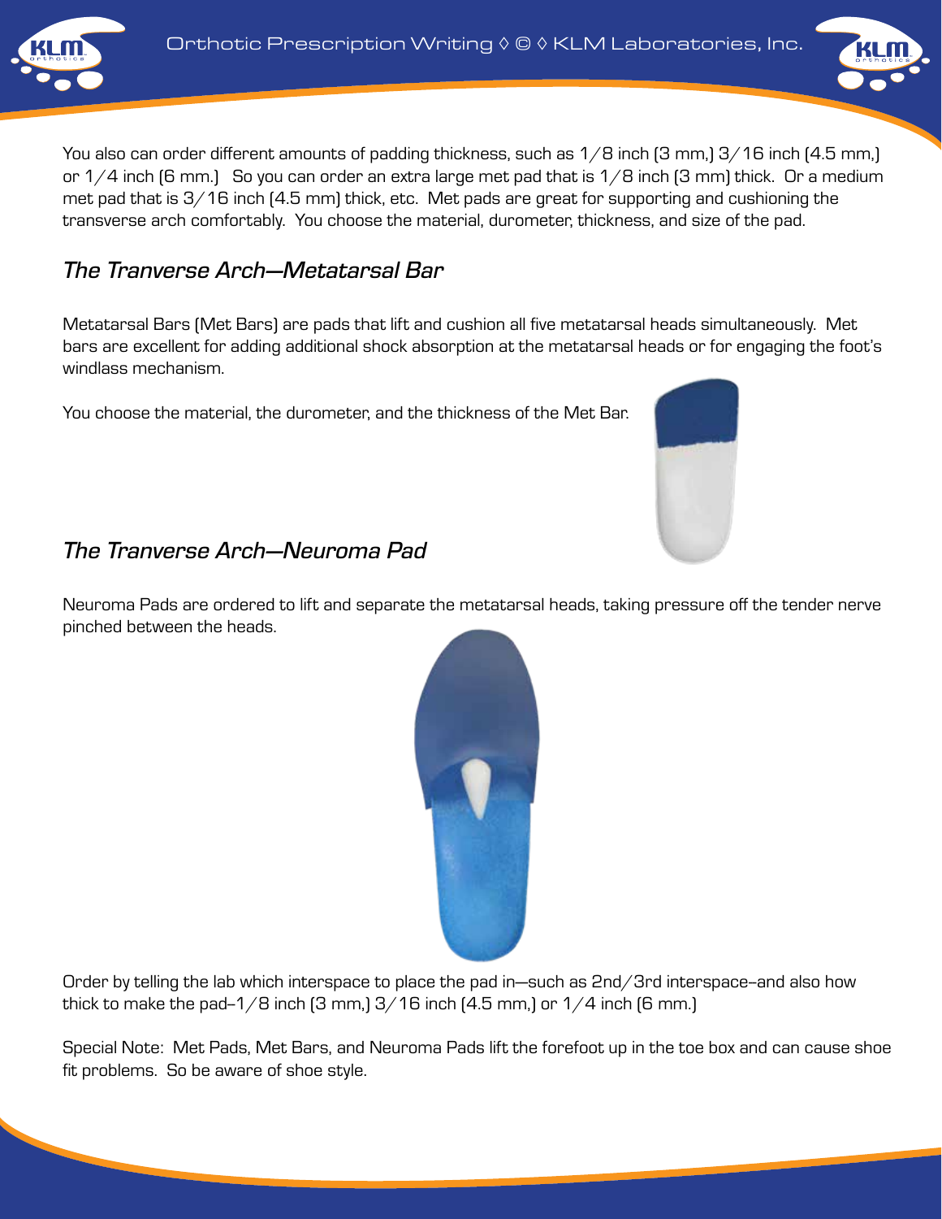You also can order different amounts of padding thickness, such as 1/8 inch (3 mm,) 3/16 inch (4.5 mm,) or 1/4 inch (6 mm.)  So you can order an extra large met pad that is 1/8 inch (3 mm) thick.  Or a medium met pad that is 3/16 inch (4.5 mm) thick, etc.  Met pads are great for supporting and cushioning the transverse arch comfortably.  You choose the material, durometer, thickness, and size of the pad.

## *The Tranverse Arch—Metatarsal Bar*

Metatarsal Bars (Met Bars) are pads that lift and cushion all five metatarsal heads simultaneously.  Met bars are excellent for adding additional shock absorption at the metatarsal heads or for engaging the foot's windlass mechanism.

You choose the material, the durometer, and the thickness of the Met Bar.

## *The Tranverse Arch—Neuroma Pad*

Neuroma Pads are ordered to lift and separate the metatarsal heads, taking pressure off the tender nerve pinched between the heads.

Order by telling the lab which interspace to place the pad in—such as 2nd/3rd interspace–and also how thick to make the pad–1/8 inch (3 mm,) 3/16 inch (4.5 mm,) or 1/4 inch (6 mm.)

Special Note:  Met Pads, Met Bars, and Neuroma Pads lift the forefoot up in the toe box and can cause shoe fit problems.  So be aware of shoe style.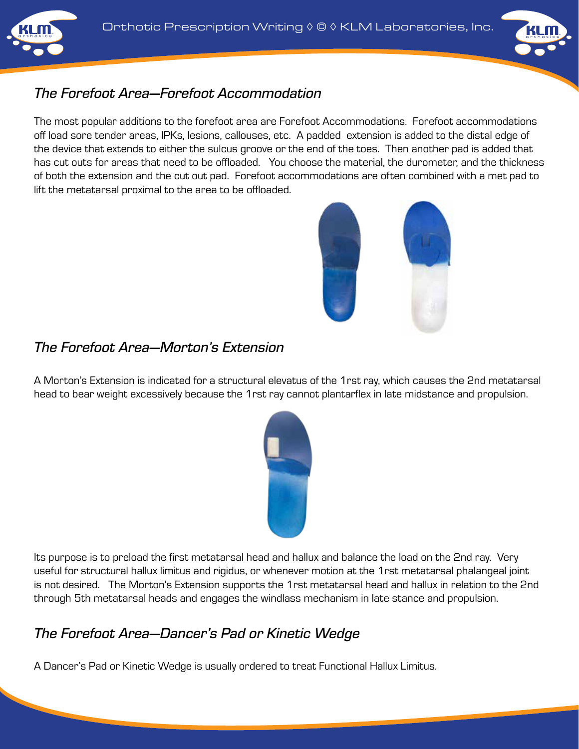## *The Forefoot Area—Forefoot Accommodation*

The most popular additions to the forefoot area are Forefoot Accommodations. Forefoot accommodations off load sore tender areas, IPKs, lesions, callouses, etc. A padded extension is added to the distal edge of the device that extends to either the sulcus groove or the end of the toes. Then another pad is added that has cut outs for areas that need to be offloaded. You choose the material, the durometer, and the thickness of both the extension and the cut out pad. Forefoot accommodations are often combined with a met pad to lift the metatarsal proximal to the area to be offloaded.

## *The Forefoot Area—Morton's Extension*

A Morton's Extension is indicated for a structural elevatus of the 1rst ray, which causes the 2nd metatarsal head to bear weight excessively because the 1rst ray cannot plantarflex in late midstance and propulsion.

Its purpose is to preload the first metatarsal head and hallux and balance the load on the 2nd ray. Very useful for structural hallux limitus and rigidus, or whenever motion at the 1rst metatarsal phalangeal joint is not desired. The Morton's Extension supports the 1rst metatarsal head and hallux in relation to the 2nd through 5th metatarsal heads and engages the windlass mechanism in late stance and propulsion.

## *The Forefoot Area—Dancer's Pad or Kinetic Wedge*

A Dancer's Pad or Kinetic Wedge is usually ordered to treat Functional Hallux Limitus.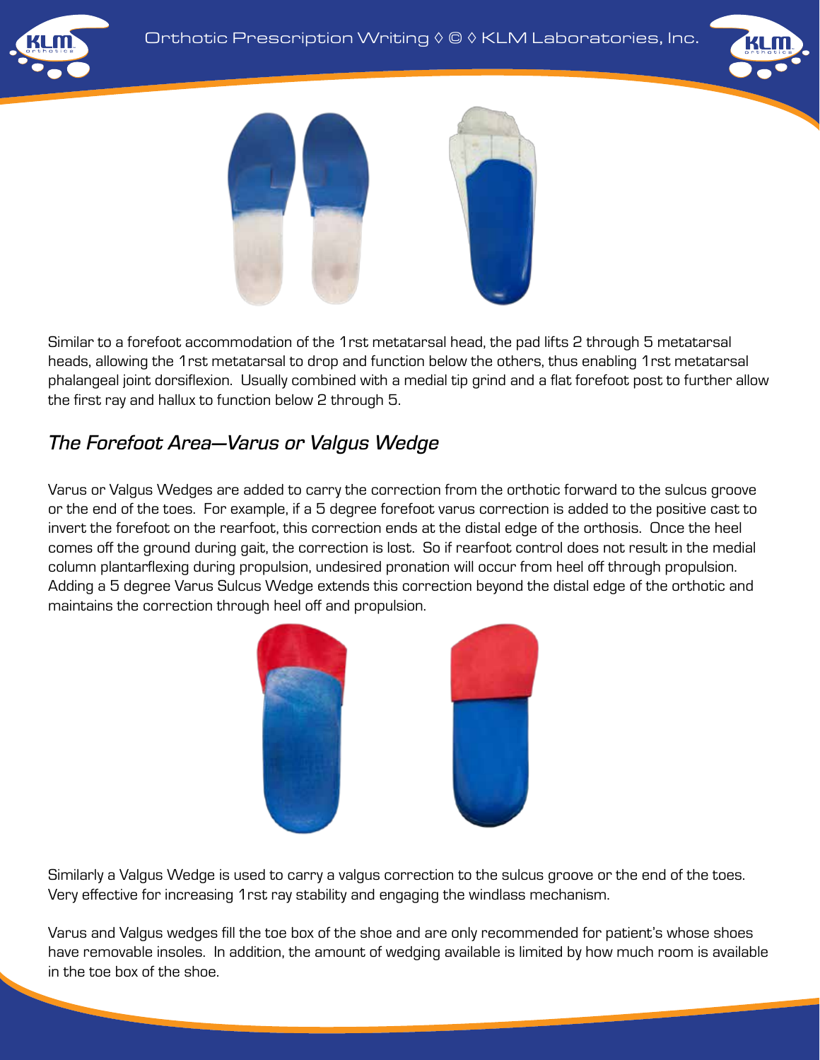Similar to a forefoot accommodation of the 1rst metatarsal head, the pad lifts 2 through 5 metatarsal heads, allowing the 1rst metatarsal to drop and function below the others, thus enabling 1rst metatarsal phalangeal joint dorsiflexion. Usually combined with a medial tip grind and a flat forefoot post to further allow the first ray and hallux to function below 2 through 5.

## *The Forefoot Area—Varus or Valgus Wedge*

Varus or Valgus Wedges are added to carry the correction from the orthotic forward to the sulcus groove or the end of the toes. For example, if a 5 degree forefoot varus correction is added to the positive cast to invert the forefoot on the rearfoot, this correction ends at the distal edge of the orthosis. Once the heel comes off the ground during gait, the correction is lost. So if rearfoot control does not result in the medial column plantarflexing during propulsion, undesired pronation will occur from heel off through propulsion. Adding a 5 degree Varus Sulcus Wedge extends this correction beyond the distal edge of the orthotic and maintains the correction through heel off and propulsion.

Similarly a Valgus Wedge is used to carry a valgus correction to the sulcus groove or the end of the toes. Very effective for increasing 1rst ray stability and engaging the windlass mechanism.

Varus and Valgus wedges fill the toe box of the shoe and are only recommended for patient's whose shoes have removable insoles. In addition, the amount of wedging available is limited by how much room is available in the toe box of the shoe.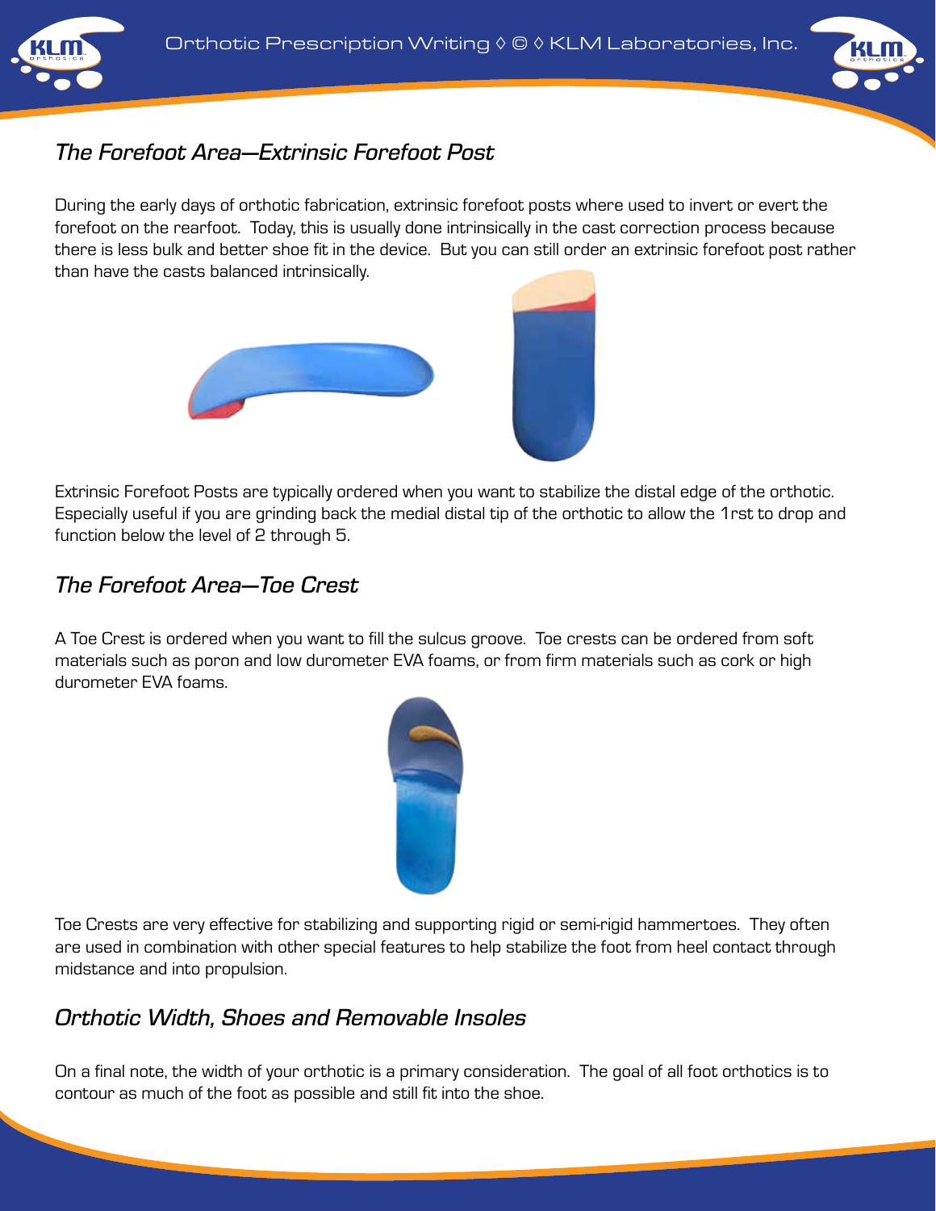## The Forefoot Area—Extrinsic Forefoot Post

During the early days of orthotic fabrication, extrinsic forefoot posts where used to invert or evert the forefoot on the rearfoot. Today, this is usually done intrinsically in the cast correction process because there is less bulk and better shoe fit in the device. But you can still order an extrinsic forefoot post rather than have the casts balanced intrinsically.

Extrinsic Forefoot Posts are typically ordered when you want to stabilize the distal edge of the orthotic. Especially useful if you are grinding back the medial distal tip of the orthotic to allow the 1rst to drop and function below the level of 2 through 5.

## The Forefoot Area—Toe Crest

A Toe Crest is ordered when you want to fill the sulcus groove. Toe crests can be ordered from soft materials such as poron and low durometer EVA foams, or from firm materials such as cork or high durometer EVA foams.

Toe Crests are very effective for stabilizing and supporting rigid or semi-rigid hammertoes. They often are used in combination with other special features to help stabilize the foot from heel contact through midstance and into propulsion.

## Orthotic Width, Shoes and Removable Insoles

On a final note, the width of your orthotic is a primary consideration. The goal of all foot orthotics is to contour as much of the foot as possible and still fit into the shoe.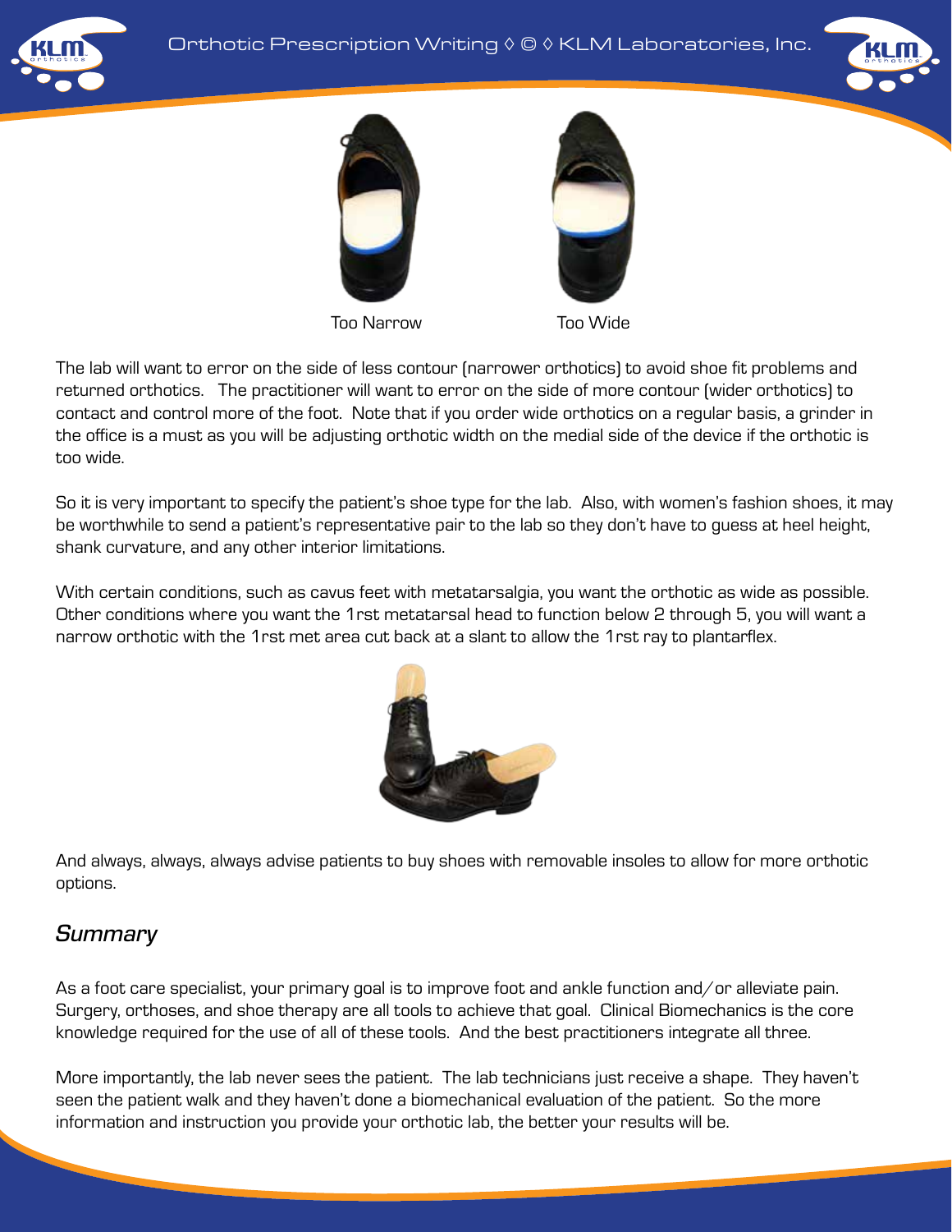Too Narrow

Too Wide

The lab will want to error on the side of less contour (narrower orthotics) to avoid shoe fit problems and returned orthotics. The practitioner will want to error on the side of more contour (wider orthotics) to contact and control more of the foot. Note that if you order wide orthotics on a regular basis, a grinder in the office is a must as you will be adjusting orthotic width on the medial side of the device if the orthotic is too wide.

So it is very important to specify the patient's shoe type for the lab. Also, with women's fashion shoes, it may be worthwhile to send a patient's representative pair to the lab so they don't have to guess at heel height, shank curvature, and any other interior limitations.

With certain conditions, such as cavus feet with metatarsalgia, you want the orthotic as wide as possible. Other conditions where you want the 1rst metatarsal head to function below 2 through 5, you will want a narrow orthotic with the 1rst met area cut back at a slant to allow the 1rst ray to plantarflex.

And always, always, always advise patients to buy shoes with removable insoles to allow for more orthotic options.

## *Summary*

As a foot care specialist, your primary goal is to improve foot and ankle function and/or alleviate pain. Surgery, orthoses, and shoe therapy are all tools to achieve that goal. Clinical Biomechanics is the core knowledge required for the use of all of these tools. And the best practitioners integrate all three.

More importantly, the lab never sees the patient. The lab technicians just receive a shape. They haven't seen the patient walk and they haven't done a biomechanical evaluation of the patient. So the more information and instruction you provide your orthotic lab, the better your results will be.